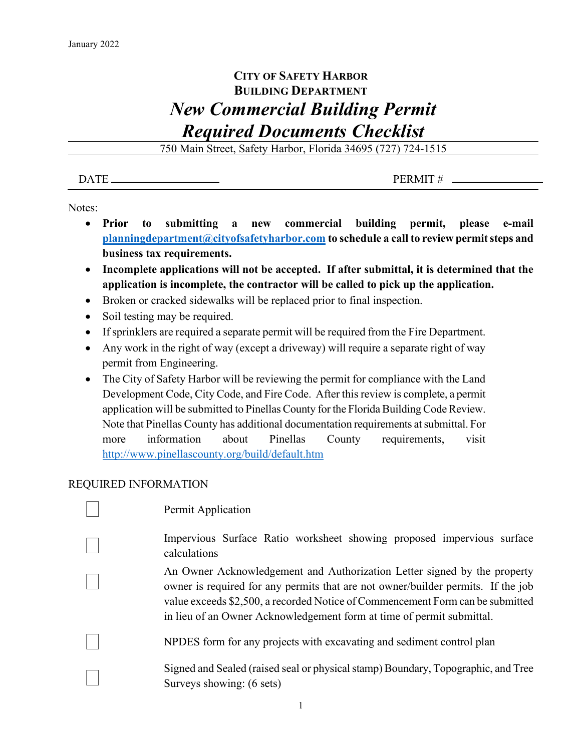January 2022

# CITY OF SAFETY HARBOR
## BUILDING DEPARTMENT
# *New Commercial Building Permit Required Documents Checklist*

750 Main Street, Safety Harbor, Florida 34695 (727) 724-1515

DATE ____________________ PERMIT # ________________

Notes:

- **Prior to submitting a new commercial building permit, please e-mail [planningdepartment@cityofsafetyharbor.com](mailto:planningdepartment@cityofsafetyharbor.com) to schedule a call to review permit steps and business tax requirements.**
- **Incomplete applications will not be accepted. If after submittal, it is determined that the application is incomplete, the contractor will be called to pick up the application.**
- Broken or cracked sidewalks will be replaced prior to final inspection.
- Soil testing may be required.
- If sprinklers are required a separate permit will be required from the Fire Department.
- Any work in the right of way (except a driveway) will require a separate right of way permit from Engineering.
- The City of Safety Harbor will be reviewing the permit for compliance with the Land Development Code, City Code, and Fire Code. After this review is complete, a permit application will be submitted to Pinellas County for the Florida Building Code Review. Note that Pinellas County has additional documentation requirements at submittal. For more information about Pinellas County requirements, visit [http://www.pinellascounty.org/build/default.htm](http://www.pinellascounty.org/build/default.htm)

REQUIRED INFORMATION

- [ ] Permit Application
- [ ] Impervious Surface Ratio worksheet showing proposed impervious surface calculations
- [ ] An Owner Acknowledgement and Authorization Letter signed by the property owner is required for any permits that are not owner/builder permits. If the job value exceeds $2,500, a recorded Notice of Commencement Form can be submitted in lieu of an Owner Acknowledgement form at time of permit submittal.
- [ ] NPDES form for any projects with excavating and sediment control plan
- [ ] Signed and Sealed (raised seal or physical stamp) Boundary, Topographic, and Tree Surveys showing: (6 sets)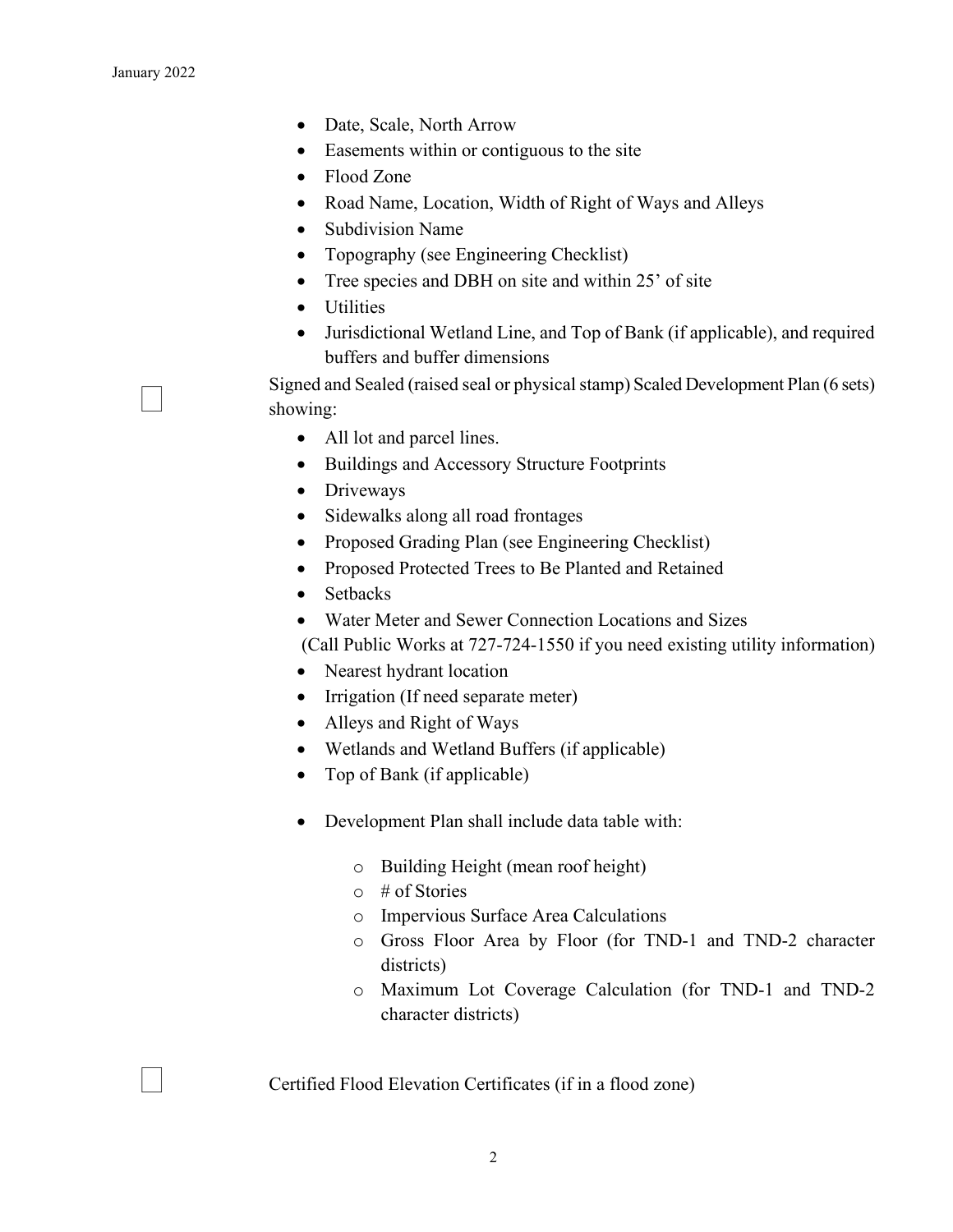- Date, Scale, North Arrow
- Easements within or contiguous to the site
- Flood Zone
- Road Name, Location, Width of Right of Ways and Alleys
- Subdivision Name
- Topography (see Engineering Checklist)
- Tree species and DBH on site and within 25' of site
- Utilities
- Jurisdictional Wetland Line, and Top of Bank (if applicable), and required buffers and buffer dimensions

☐ Signed and Sealed (raised seal or physical stamp) Scaled Development Plan (6 sets) showing:

- All lot and parcel lines.
- Buildings and Accessory Structure Footprints
- Driveways
- Sidewalks along all road frontages
- Proposed Grading Plan (see Engineering Checklist)
- Proposed Protected Trees to Be Planted and Retained
- Setbacks
- Water Meter and Sewer Connection Locations and Sizes
  (Call Public Works at 727-724-1550 if you need existing utility information)
- Nearest hydrant location
- Irrigation (If need separate meter)
- Alleys and Right of Ways
- Wetlands and Wetland Buffers (if applicable)
- Top of Bank (if applicable)
- Development Plan shall include data table with:
  - Building Height (mean roof height)
  - # of Stories
  - Impervious Surface Area Calculations
  - Gross Floor Area by Floor (for TND-1 and TND-2 character districts)
  - Maximum Lot Coverage Calculation (for TND-1 and TND-2 character districts)

☐ Certified Flood Elevation Certificates (if in a flood zone)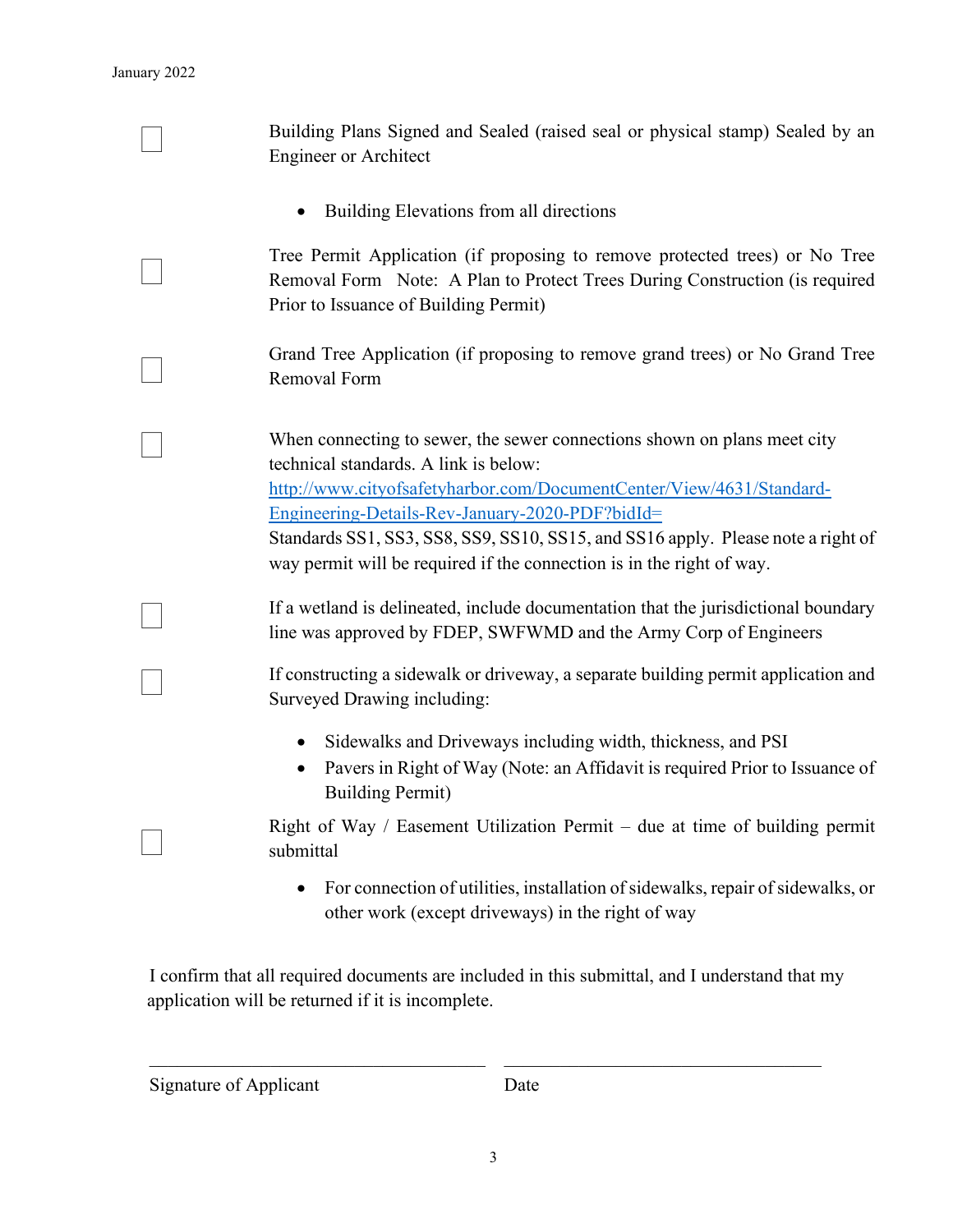- [ ] Building Plans Signed and Sealed (raised seal or physical stamp) Sealed by an Engineer or Architect

    - Building Elevations from all directions

- [ ] Tree Permit Application (if proposing to remove protected trees) or No Tree Removal Form Note: A Plan to Protect Trees During Construction (is required Prior to Issuance of Building Permit)

- [ ] Grand Tree Application (if proposing to remove grand trees) or No Grand Tree Removal Form

- [ ] When connecting to sewer, the sewer connections shown on plans meet city technical standards. A link is below: [http://www.cityofsafetyharbor.com/DocumentCenter/View/4631/Standard-Engineering-Details-Rev-January-2020-PDF?bidId=](http://www.cityofsafetyharbor.com/DocumentCenter/View/4631/Standard-Engineering-Details-Rev-January-2020-PDF?bidId=)
  Standards SS1, SS3, SS8, SS9, SS10, SS15, and SS16 apply. Please note a right of way permit will be required if the connection is in the right of way.

- [ ] If a wetland is delineated, include documentation that the jurisdictional boundary line was approved by FDEP, SWFWMD and the Army Corp of Engineers

- [ ] If constructing a sidewalk or driveway, a separate building permit application and Surveyed Drawing including:

    - Sidewalks and Driveways including width, thickness, and PSI
    - Pavers in Right of Way (Note: an Affidavit is required Prior to Issuance of Building Permit)

- [ ] Right of Way / Easement Utilization Permit – due at time of building permit submittal

    - For connection of utilities, installation of sidewalks, repair of sidewalks, or other work (except driveways) in the right of way

I confirm that all required documents are included in this submittal, and I understand that my application will be returned if it is incomplete.

\_\_\_\_\_\_\_\_\_\_\_\_\_\_\_\_\_\_\_\_\_\_\_\_\_\_\_\_\_\_ \_\_\_\_\_\_\_\_\_\_\_\_\_\_\_\_\_\_\_\_\_\_\_\_\_\_\_\_\_\_

Signature of Applicant Date